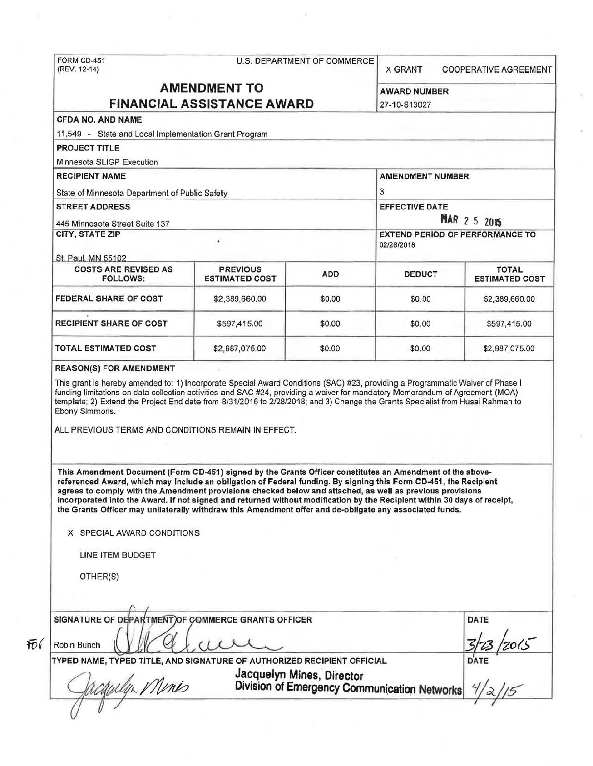FORM CD-451
(REV. 12-14)

U.S. DEPARTMENT OF COMMERCE

X GRANT COOPERATIVE AGREEMENT

# AMENDMENT TO FINANCIAL ASSISTANCE AWARD

**AWARD NUMBER**
27-10-S13027

**CFDA NO. AND NAME**
11.549 - State and Local Implementation Grant Program

**PROJECT TITLE**
Minnesota SLIGP Execution

**RECIPIENT NAME**
State of Minnesota Department of Public Safety

**AMENDMENT NUMBER**
3

**STREET ADDRESS**
445 Minnesota Street Suite 137

**EFFECTIVE DATE**
MAR 2 5 2015

**CITY, STATE ZIP**
St. Paul, MN 55102

**EXTEND PERIOD OF PERFORMANCE TO**
02/28/2018

| COSTS ARE REVISED AS FOLLOWS: | PREVIOUS ESTIMATED COST | ADD | DEDUCT | TOTAL ESTIMATED COST |
|---|---|---|---|---|
| FEDERAL SHARE OF COST | $2,389,660.00 | $0.00 | $0.00 | $2,389,660.00 |
| RECIPIENT SHARE OF COST | $597,415.00 | $0.00 | $0.00 | $597,415.00 |
| TOTAL ESTIMATED COST | $2,987,075.00 | $0.00 | $0.00 | $2,987,075.00 |

**REASON(S) FOR AMENDMENT**

This grant is hereby amended to: 1) Incorporate Special Award Conditions (SAC) #23, providing a Programmatic Waiver of Phase I funding limitations on data collection activities and SAC #24, providing a waiver for mandatory Memorandum of Agreement (MOA) template; 2) Extend the Project End date from 8/31/2016 to 2/28/2018; and 3) Change the Grants Specialist from Husai Rahman to Ebony Simmons.

ALL PREVIOUS TERMS AND CONDITIONS REMAIN IN EFFECT.

**This Amendment Document (Form CD-451) signed by the Grants Officer constitutes an Amendment of the above-referenced Award, which may include an obligation of Federal funding. By signing this Form CD-451, the Recipient agrees to comply with the Amendment provisions checked below and attached, as well as previous provisions incorporated into the Award. If not signed and returned without modification by the Recipient within 30 days of receipt, the Grants Officer may unilaterally withdraw this Amendment offer and de-obligate any associated funds.**

X SPECIAL AWARD CONDITIONS

LINE ITEM BUDGET

OTHER(S)

**SIGNATURE OF DEPARTMENT OF COMMERCE GRANTS OFFICER**
Robin Bunch

**DATE**
3/23/2015

**TYPED NAME, TYPED TITLE, AND SIGNATURE OF AUTHORIZED RECIPIENT OFFICIAL**
Jacquelyn Mines, Director
Division of Emergency Communication Networks

**DATE**
4/2/15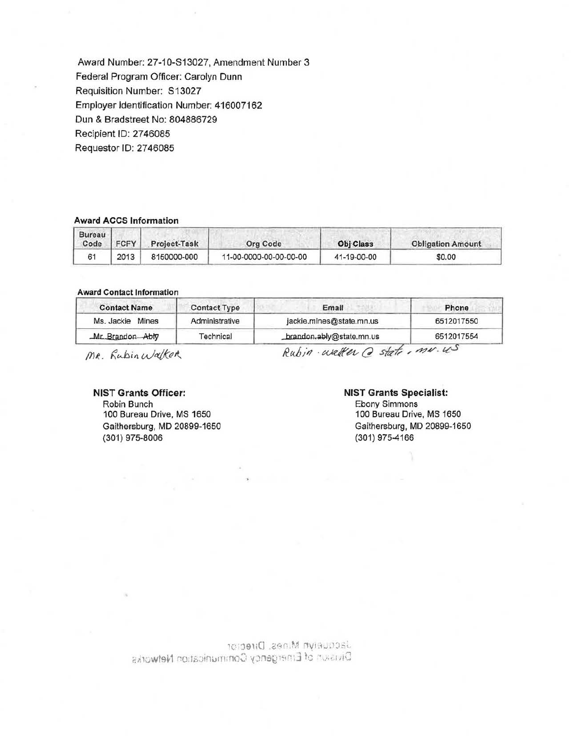Award Number: 27-10-S13027, Amendment Number 3
Federal Program Officer: Carolyn Dunn
Requisition Number: S13027
Employer Identification Number: 416007162
Dun & Bradstreet No: 804886729
Recipient ID: 2746085
Requestor ID: 2746085

**Award ACCS Information**

| Bureau Code | FCFY | Project-Task | Org Code | Obj Class | Obligation Amount |
|---|---|---|---|---|---|
| 61 | 2013 | 8150000-000 | 11-00-0000-00-00-00-00 | 41-19-00-00 | $0.00 |

**Award Contact Information**

| Contact Name | Contact Type | Email | Phone |
|---|---|---|---|
| Ms. Jackie Mines | Administrative | jackie.mines@state.mn.us | 6512017550 |
| ~~Mr. Brandon Ably~~ Mr. Rubin Walker | Technical | ~~brandon.ably@state.mn.us~~ Rubin.walker@state.mn.us | 6512017554 |

**NIST Grants Officer:**
Robin Bunch
100 Bureau Drive, MS 1650
Gaithersburg, MD 20899-1650
(301) 975-8006

**NIST Grants Specialist:**
Ebony Simmons
100 Bureau Drive, MS 1650
Gaithersburg, MD 20899-1650
(301) 975-4166